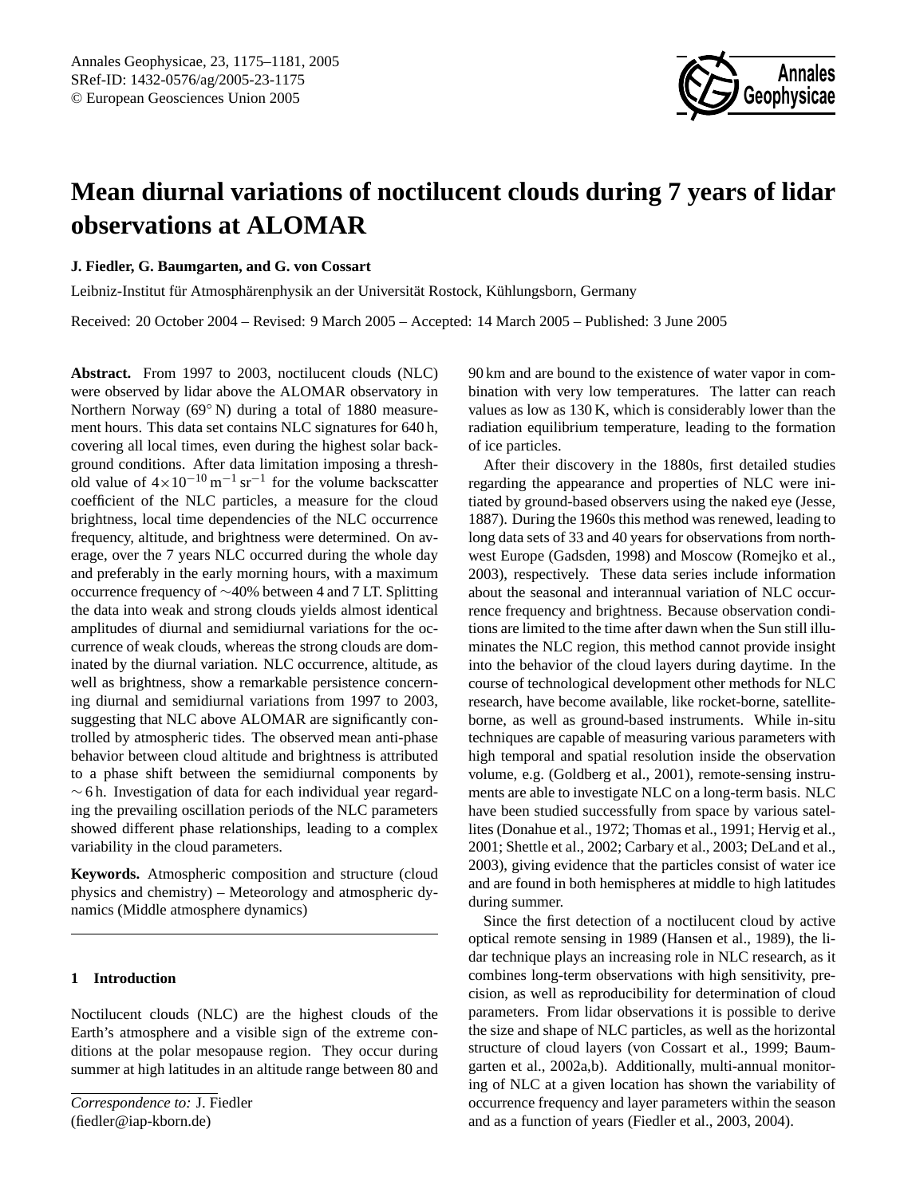# Mean diurnal variations of noctilucent clouds during 7 years of lidar observations at ALOMAR

**J. Fiedler, G. Baumgarten, and G. von Cossart**

Leibniz-Institut für Atmosphärenphysik an der Universität Rostock, Kühlungsborn, Germany

Received: 20 October 2004 – Revised: 9 March 2005 – Accepted: 14 March 2005 – Published: 3 June 2005

**Abstract.** From 1997 to 2003, noctilucent clouds (NLC) were observed by lidar above the ALOMAR observatory in Northern Norway (69° N) during a total of 1880 measurement hours. This data set contains NLC signatures for 640 h, covering all local times, even during the highest solar background conditions. After data limitation imposing a threshold value of $4\times10^{-10}\,\mathrm{m^{-1}\,sr^{-1}}$ for the volume backscatter coefficient of the NLC particles, a measure for the cloud brightness, local time dependencies of the NLC occurrence frequency, altitude, and brightness were determined. On average, over the 7 years NLC occurred during the whole day and preferably in the early morning hours, with a maximum occurrence frequency of ∼40% between 4 and 7 LT. Splitting the data into weak and strong clouds yields almost identical amplitudes of diurnal and semidiurnal variations for the occurrence of weak clouds, whereas the strong clouds are dominated by the diurnal variation. NLC occurrence, altitude, as well as brightness, show a remarkable persistence concerning diurnal and semidiurnal variations from 1997 to 2003, suggesting that NLC above ALOMAR are significantly controlled by atmospheric tides. The observed mean anti-phase behavior between cloud altitude and brightness is attributed to a phase shift between the semidiurnal components by ∼ 6 h. Investigation of data for each individual year regarding the prevailing oscillation periods of the NLC parameters showed different phase relationships, leading to a complex variability in the cloud parameters.

**Keywords.** Atmospheric composition and structure (cloud physics and chemistry) – Meteorology and atmospheric dynamics (Middle atmosphere dynamics)

## 1 Introduction

Noctilucent clouds (NLC) are the highest clouds of the Earth's atmosphere and a visible sign of the extreme conditions at the polar mesopause region. They occur during summer at high latitudes in an altitude range between 80 and 90 km and are bound to the existence of water vapor in combination with very low temperatures. The latter can reach values as low as 130 K, which is considerably lower than the radiation equilibrium temperature, leading to the formation of ice particles.

After their discovery in the 1880s, first detailed studies regarding the appearance and properties of NLC were initiated by ground-based observers using the naked eye (Jesse, 1887). During the 1960s this method was renewed, leading to long data sets of 33 and 40 years for observations from northwest Europe (Gadsden, 1998) and Moscow (Romejko et al., 2003), respectively. These data series include information about the seasonal and interannual variation of NLC occurrence frequency and brightness. Because observation conditions are limited to the time after dawn when the Sun still illuminates the NLC region, this method cannot provide insight into the behavior of the cloud layers during daytime. In the course of technological development other methods for NLC research, have become available, like rocket-borne, satellite-borne, as well as ground-based instruments. While in-situ techniques are capable of measuring various parameters with high temporal and spatial resolution inside the observation volume, e.g. (Goldberg et al., 2001), remote-sensing instruments are able to investigate NLC on a long-term basis. NLC have been studied successfully from space by various satellites (Donahue et al., 1972; Thomas et al., 1991; Hervig et al., 2001; Shettle et al., 2002; Carbary et al., 2003; DeLand et al., 2003), giving evidence that the particles consist of water ice and are found in both hemispheres at middle to high latitudes during summer.

Since the first detection of a noctilucent cloud by active optical remote sensing in 1989 (Hansen et al., 1989), the lidar technique plays an increasing role in NLC research, as it combines long-term observations with high sensitivity, precision, as well as reproducibility for determination of cloud parameters. From lidar observations it is possible to derive the size and shape of NLC particles, as well as the horizontal structure of cloud layers (von Cossart et al., 1999; Baumgarten et al., 2002a,b). Additionally, multi-annual monitoring of NLC at a given location has shown the variability of occurrence frequency and layer parameters within the season and as a function of years (Fiedler et al., 2003, 2004).

*Correspondence to:* J. Fiedler (fiedler@iap-kborn.de)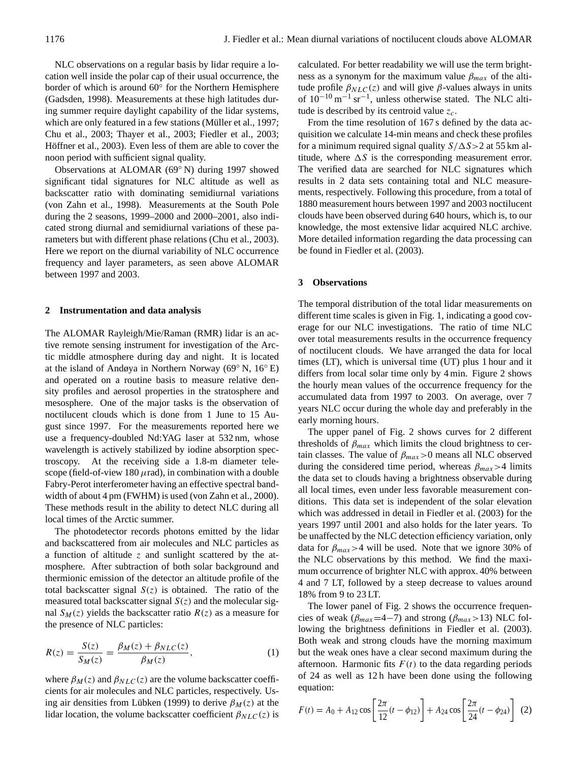NLC observations on a regular basis by lidar require a location well inside the polar cap of their usual occurrence, the border of which is around 60° for the Northern Hemisphere (Gadsden, 1998). Measurements at these high latitudes during summer require daylight capability of the lidar systems, which are only featured in a few stations (Müller et al., 1997; Chu et al., 2003; Thayer et al., 2003; Fiedler et al., 2003; Höffner et al., 2003). Even less of them are able to cover the noon period with sufficient signal quality.

Observations at ALOMAR (69° N) during 1997 showed significant tidal signatures for NLC altitude as well as backscatter ratio with dominating semidiurnal variations (von Zahn et al., 1998). Measurements at the South Pole during the 2 seasons, 1999–2000 and 2000–2001, also indicated strong diurnal and semidiurnal variations of these parameters but with different phase relations (Chu et al., 2003). Here we report on the diurnal variability of NLC occurrence frequency and layer parameters, as seen above ALOMAR between 1997 and 2003.

## 2 Instrumentation and data analysis

The ALOMAR Rayleigh/Mie/Raman (RMR) lidar is an active remote sensing instrument for investigation of the Arctic middle atmosphere during day and night. It is located at the island of Andøya in Northern Norway (69° N, 16° E) and operated on a routine basis to measure relative density profiles and aerosol properties in the stratosphere and mesosphere. One of the major tasks is the observation of noctilucent clouds which is done from 1 June to 15 August since 1997. For the measurements reported here we use a frequency-doubled Nd:YAG laser at 532 nm, whose wavelength is actively stabilized by iodine absorption spectroscopy. At the receiving side a 1.8-m diameter telescope (field-of-view 180 $\mu$rad), in combination with a double Fabry-Perot interferometer having an effective spectral bandwidth of about 4 pm (FWHM) is used (von Zahn et al., 2000). These methods result in the ability to detect NLC during all local times of the Arctic summer.

The photodetector records photons emitted by the lidar and backscattered from air molecules and NLC particles as a function of altitude $z$ and sunlight scattered by the atmosphere. After subtraction of both solar background and thermionic emission of the detector an altitude profile of the total backscatter signal $S(z)$ is obtained. The ratio of the measured total backscatter signal $S(z)$ and the molecular signal $S_M(z)$ yields the backscatter ratio $R(z)$ as a measure for the presence of NLC particles:

$$R(z) = \frac{S(z)}{S_M(z)} = \frac{\beta_M(z) + \beta_{NLC}(z)}{\beta_M(z)}, \tag{1}$$

where $\beta_M(z)$ and $\beta_{NLC}(z)$ are the volume backscatter coefficients for air molecules and NLC particles, respectively. Using air densities from Lübken (1999) to derive $\beta_M(z)$ at the lidar location, the volume backscatter coefficient $\beta_{NLC}(z)$ is calculated. For better readability we will use the term brightness as a synonym for the maximum value $\beta_{max}$ of the altitude profile $\beta_{NLC}(z)$ and will give $\beta$-values always in units of $10^{-10}\,\mathrm{m}^{-1}\,\mathrm{sr}^{-1}$, unless otherwise stated. The NLC altitude is described by its centroid value $z_c$.

From the time resolution of 167 s defined by the data acquisition we calculate 14-min means and check these profiles for a minimum required signal quality $S/\Delta S > 2$ at 55 km altitude, where $\Delta S$ is the corresponding measurement error. The verified data are searched for NLC signatures which results in 2 data sets containing total and NLC measurements, respectively. Following this procedure, from a total of 1880 measurement hours between 1997 and 2003 noctilucent clouds have been observed during 640 hours, which is, to our knowledge, the most extensive lidar acquired NLC archive. More detailed information regarding the data processing can be found in Fiedler et al. (2003).

## 3 Observations

The temporal distribution of the total lidar measurements on different time scales is given in Fig. 1, indicating a good coverage for our NLC investigations. The ratio of time NLC over total measurements results in the occurrence frequency of noctilucent clouds. We have arranged the data for local times (LT), which is universal time (UT) plus 1 hour and it differs from local solar time only by 4 min. Figure 2 shows the hourly mean values of the occurrence frequency for the accumulated data from 1997 to 2003. On average, over 7 years NLC occur during the whole day and preferably in the early morning hours.

The upper panel of Fig. 2 shows curves for 2 different thresholds of $\beta_{max}$ which limits the cloud brightness to certain classes. The value of $\beta_{max} > 0$ means all NLC observed during the considered time period, whereas $\beta_{max} > 4$ limits the data set to clouds having a brightness observable during all local times, even under less favorable measurement conditions. This data set is independent of the solar elevation which was addressed in detail in Fiedler et al. (2003) for the years 1997 until 2001 and also holds for the later years. To be unaffected by the NLC detection efficiency variation, only data for $\beta_{max} > 4$ will be used. Note that we ignore 30% of the NLC observations by this method. We find the maximum occurrence of brighter NLC with approx. 40% between 4 and 7 LT, followed by a steep decrease to values around 18% from 9 to 23 LT.

The lower panel of Fig. 2 shows the occurrence frequencies of weak ($\beta_{max}$=4−7) and strong ($\beta_{max} > 13$) NLC following the brightness definitions in Fiedler et al. (2003). Both weak and strong clouds have the morning maximum but the weak ones have a clear second maximum during the afternoon. Harmonic fits $F(t)$ to the data regarding periods of 24 as well as 12 h have been done using the following equation:

$$F(t) = A_0 + A_{12}\cos\left[\frac{2\pi}{12}(t - \phi_{12})\right] + A_{24}\cos\left[\frac{2\pi}{24}(t - \phi_{24})\right] \tag{2}$$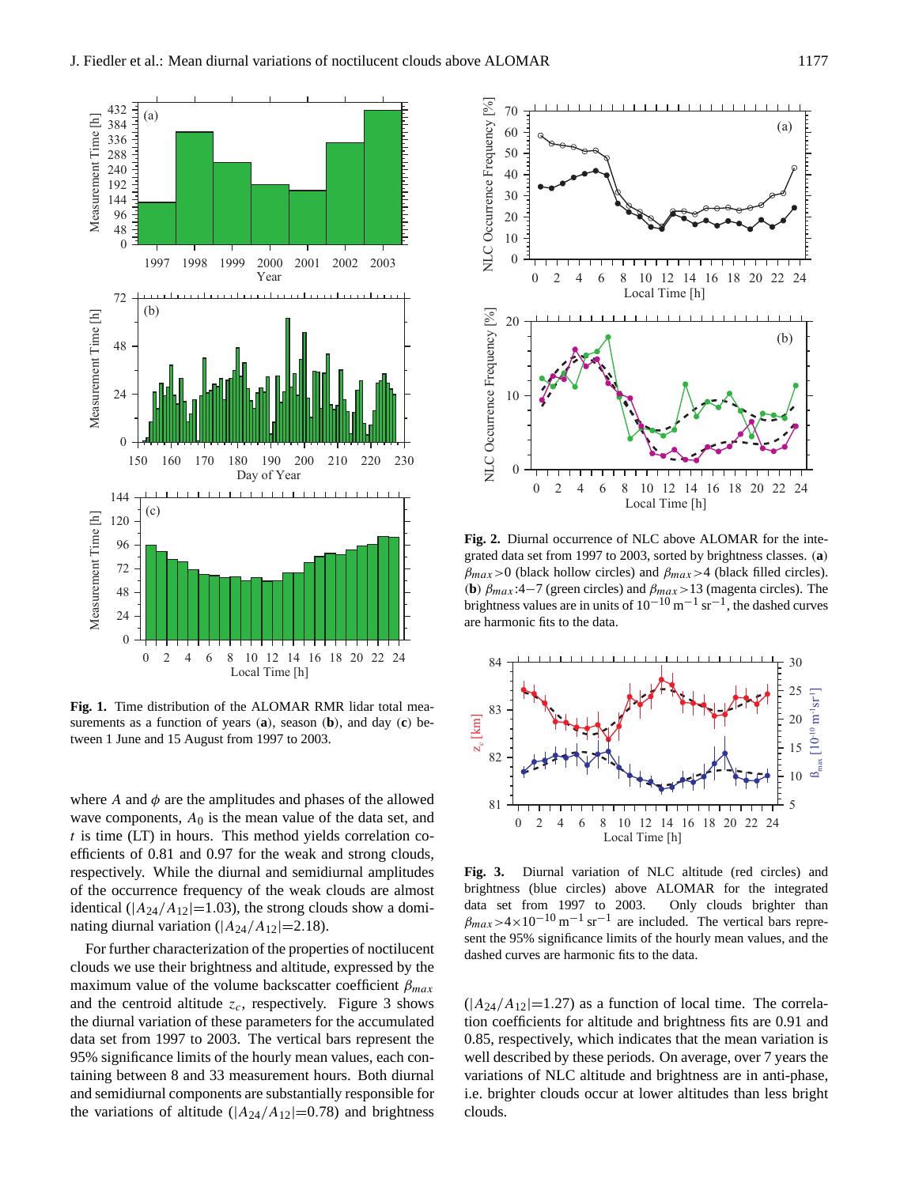**Fig. 1.** Time distribution of the ALOMAR RMR lidar total measurements as a function of years (**a**), season (**b**), and day (**c**) between 1 June and 15 August from 1997 to 2003.

where $A$ and $\phi$ are the amplitudes and phases of the allowed wave components, $A_0$ is the mean value of the data set, and $t$ is time (LT) in hours. This method yields correlation coefficients of 0.81 and 0.97 for the weak and strong clouds, respectively. While the diurnal and semidiurnal amplitudes of the occurrence frequency of the weak clouds are almost identical ($|A_{24}/A_{12}|$=1.03), the strong clouds show a dominating diurnal variation ($|A_{24}/A_{12}|$=2.18).

For further characterization of the properties of noctilucent clouds we use their brightness and altitude, expressed by the maximum value of the volume backscatter coefficient $\beta_{max}$ and the centroid altitude $z_c$, respectively. Figure 3 shows the diurnal variation of these parameters for the accumulated data set from 1997 to 2003. The vertical bars represent the 95% significance limits of the hourly mean values, each containing between 8 and 33 measurement hours. Both diurnal and semidiurnal components are substantially responsible for the variations of altitude ($|A_{24}/A_{12}|$=0.78) and brightness ($|A_{24}/A_{12}|$=1.27) as a function of local time. The correlation coefficients for altitude and brightness fits are 0.91 and 0.85, respectively, which indicates that the mean variation is well described by these periods. On average, over 7 years the variations of NLC altitude and brightness are in anti-phase, i.e. brighter clouds occur at lower altitudes than less bright clouds.

**Fig. 2.** Diurnal occurrence of NLC above ALOMAR for the integrated data set from 1997 to 2003, sorted by brightness classes. (**a**) $\beta_{max}$>0 (black hollow circles) and $\beta_{max}$>4 (black filled circles). (**b**) $\beta_{max}$:4–7 (green circles) and $\beta_{max}$>13 (magenta circles). The brightness values are in units of $10^{-10}\,\mathrm{m}^{-1}\,\mathrm{sr}^{-1}$, the dashed curves are harmonic fits to the data.

**Fig. 3.** Diurnal variation of NLC altitude (red circles) and brightness (blue circles) above ALOMAR for the integrated data set from 1997 to 2003. Only clouds brighter than $\beta_{max}>4\times10^{-10}\,\mathrm{m}^{-1}\,\mathrm{sr}^{-1}$ are included. The vertical bars represent the 95% significance limits of the hourly mean values, and the dashed curves are harmonic fits to the data.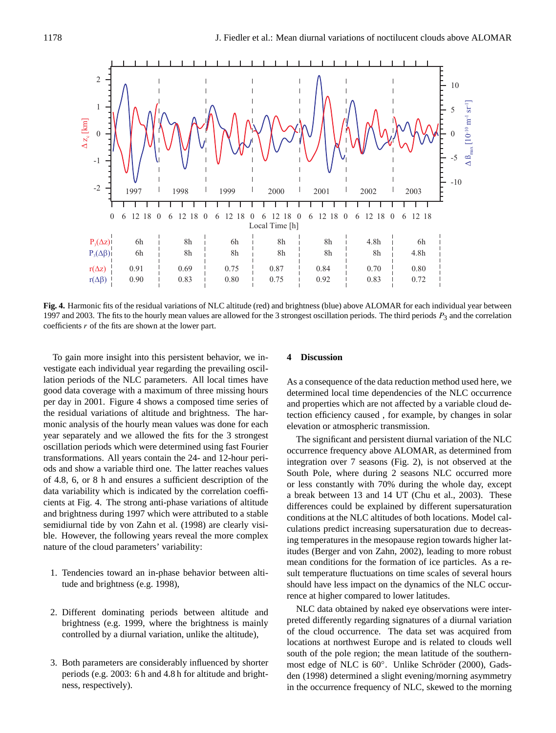|  | 1997 | 1998 | 1999 | 2000 | 2001 | 2002 | 2003 |
|---|---|---|---|---|---|---|---|
| $P_3(\Delta z)$ | 6h | 8h | 6h | 8h | 8h | 4.8h | 6h |
| $P_3(\Delta\beta)$ | 6h | 8h | 8h | 8h | 8h | 8h | 4.8h |
| $r(\Delta z)$ | 0.91 | 0.69 | 0.75 | 0.87 | 0.84 | 0.70 | 0.80 |
| $r(\Delta\beta)$ | 0.90 | 0.83 | 0.80 | 0.75 | 0.92 | 0.83 | 0.72 |

**Fig. 4.** Harmonic fits of the residual variations of NLC altitude (red) and brightness (blue) above ALOMAR for each individual year between 1997 and 2003. The fits to the hourly mean values are allowed for the 3 strongest oscillation periods. The third periods $P_3$ and the correlation coefficients $r$ of the fits are shown at the lower part.

To gain more insight into this persistent behavior, we investigate each individual year regarding the prevailing oscillation periods of the NLC parameters. All local times have good data coverage with a maximum of three missing hours per day in 2001. Figure 4 shows a composed time series of the residual variations of altitude and brightness. The harmonic analysis of the hourly mean values was done for each year separately and we allowed the fits for the 3 strongest oscillation periods which were determined using fast Fourier transformations. All years contain the 24- and 12-hour periods and show a variable third one. The latter reaches values of 4.8, 6, or 8 h and ensures a sufficient description of the data variability which is indicated by the correlation coefficients at Fig. 4. The strong anti-phase variations of altitude and brightness during 1997 which were attributed to a stable semidiurnal tide by von Zahn et al. (1998) are clearly visible. However, the following years reveal the more complex nature of the cloud parameters' variability:

1. Tendencies toward an in-phase behavior between altitude and brightness (e.g. 1998),

2. Different dominating periods between altitude and brightness (e.g. 1999, where the brightness is mainly controlled by a diurnal variation, unlike the altitude),

3. Both parameters are considerably influenced by shorter periods (e.g. 2003: 6 h and 4.8 h for altitude and brightness, respectively).

## 4 Discussion

As a consequence of the data reduction method used here, we determined local time dependencies of the NLC occurrence and properties which are not affected by a variable cloud detection efficiency caused , for example, by changes in solar elevation or atmospheric transmission.

The significant and persistent diurnal variation of the NLC occurrence frequency above ALOMAR, as determined from integration over 7 seasons (Fig. 2), is not observed at the South Pole, where during 2 seasons NLC occurred more or less constantly with 70% during the whole day, except a break between 13 and 14 UT (Chu et al., 2003). These differences could be explained by different supersaturation conditions at the NLC altitudes of both locations. Model calculations predict increasing supersaturation due to decreasing temperatures in the mesopause region towards higher latitudes (Berger and von Zahn, 2002), leading to more robust mean conditions for the formation of ice particles. As a result temperature fluctuations on time scales of several hours should have less impact on the dynamics of the NLC occurrence at higher compared to lower latitudes.

NLC data obtained by naked eye observations were interpreted differently regarding signatures of a diurnal variation of the cloud occurrence. The data set was acquired from locations at northwest Europe and is related to clouds well south of the pole region; the mean latitude of the southernmost edge of NLC is 60°. Unlike Schröder (2000), Gadsden (1998) determined a slight evening/morning asymmetry in the occurrence frequency of NLC, skewed to the morning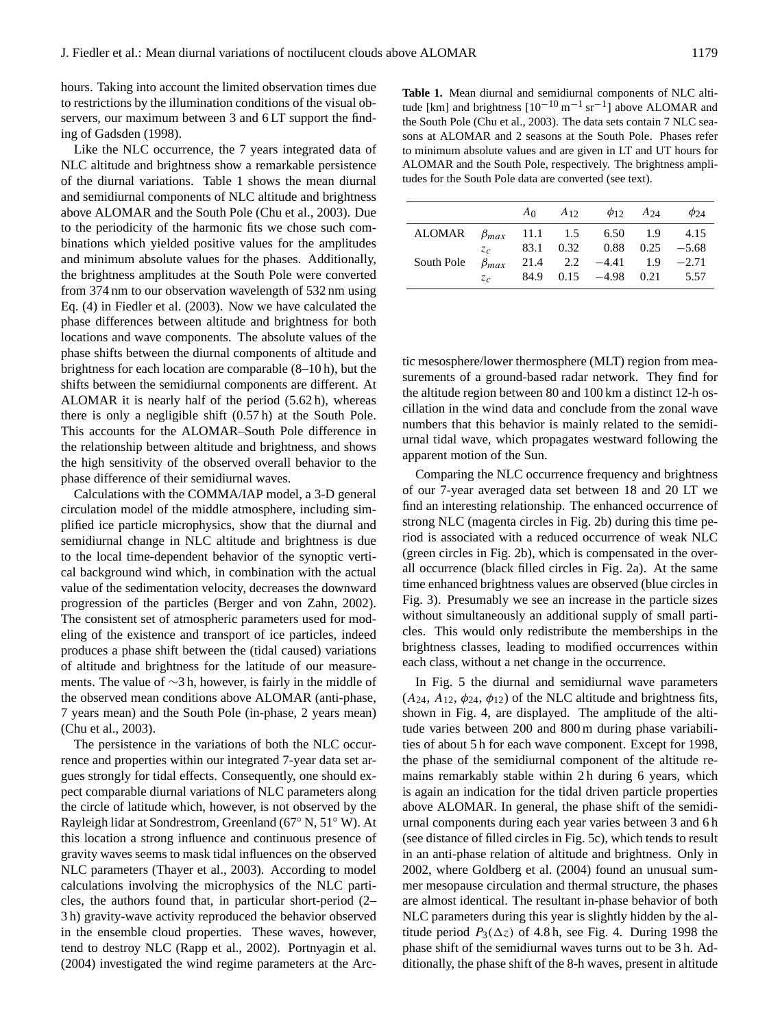hours. Taking into account the limited observation times due to restrictions by the illumination conditions of the visual observers, our maximum between 3 and 6 LT support the finding of Gadsden (1998).

Like the NLC occurrence, the 7 years integrated data of NLC altitude and brightness show a remarkable persistence of the diurnal variations. Table 1 shows the mean diurnal and semidiurnal components of NLC altitude and brightness above ALOMAR and the South Pole (Chu et al., 2003). Due to the periodicity of the harmonic fits we chose such combinations which yielded positive values for the amplitudes and minimum absolute values for the phases. Additionally, the brightness amplitudes at the South Pole were converted from 374 nm to our observation wavelength of 532 nm using Eq. (4) in Fiedler et al. (2003). Now we have calculated the phase differences between altitude and brightness for both locations and wave components. The absolute values of the phase shifts between the diurnal components of altitude and brightness for each location are comparable (8–10 h), but the shifts between the semidiurnal components are different. At ALOMAR it is nearly half of the period (5.62 h), whereas there is only a negligible shift (0.57 h) at the South Pole. This accounts for the ALOMAR–South Pole difference in the relationship between altitude and brightness, and shows the high sensitivity of the observed overall behavior to the phase difference of their semidiurnal waves.

Calculations with the COMMA/IAP model, a 3-D general circulation model of the middle atmosphere, including simplified ice particle microphysics, show that the diurnal and semidiurnal change in NLC altitude and brightness is due to the local time-dependent behavior of the synoptic vertical background wind which, in combination with the actual value of the sedimentation velocity, decreases the downward progression of the particles (Berger and von Zahn, 2002). The consistent set of atmospheric parameters used for modeling of the existence and transport of ice particles, indeed produces a phase shift between the (tidal caused) variations of altitude and brightness for the latitude of our measurements. The value of ∼3 h, however, is fairly in the middle of the observed mean conditions above ALOMAR (anti-phase, 7 years mean) and the South Pole (in-phase, 2 years mean) (Chu et al., 2003).

The persistence in the variations of both the NLC occurrence and properties within our integrated 7-year data set argues strongly for tidal effects. Consequently, one should expect comparable diurnal variations of NLC parameters along the circle of latitude which, however, is not observed by the Rayleigh lidar at Sondrestrom, Greenland (67° N, 51° W). At this location a strong influence and continuous presence of gravity waves seems to mask tidal influences on the observed NLC parameters (Thayer et al., 2003). According to model calculations involving the microphysics of the NLC particles, the authors found that, in particular short-period (2–3 h) gravity-wave activity reproduced the behavior observed in the ensemble cloud properties. These waves, however, tend to destroy NLC (Rapp et al., 2002). Portnyagin et al. (2004) investigated the wind regime parameters at the Arctic mesosphere/lower thermosphere (MLT) region from measurements of a ground-based radar network. They find for the altitude region between 80 and 100 km a distinct 12-h oscillation in the wind data and conclude from the zonal wave numbers that this behavior is mainly related to the semidiurnal tidal wave, which propagates westward following the apparent motion of the Sun.

**Table 1.** Mean diurnal and semidiurnal components of NLC altitude [km] and brightness [$10^{-10}\,\mathrm{m}^{-1}\,\mathrm{sr}^{-1}$] above ALOMAR and the South Pole (Chu et al., 2003). The data sets contain 7 NLC seasons at ALOMAR and 2 seasons at the South Pole. Phases refer to minimum absolute values and are given in LT and UT hours for ALOMAR and the South Pole, respectively. The brightness amplitudes for the South Pole data are converted (see text).

| | | $A_0$ | $A_{12}$ | $\phi_{12}$ | $A_{24}$ | $\phi_{24}$ |
|---|---|---|---|---|---|---|
| ALOMAR | $\beta_{max}$ | 11.1 | 1.5 | 6.50 | 1.9 | 4.15 |
| | $z_c$ | 83.1 | 0.32 | 0.88 | 0.25 | −5.68 |
| South Pole | $\beta_{max}$ | 21.4 | 2.2 | −4.41 | 1.9 | −2.71 |
| | $z_c$ | 84.9 | 0.15 | −4.98 | 0.21 | 5.57 |

Comparing the NLC occurrence frequency and brightness of our 7-year averaged data set between 18 and 20 LT we find an interesting relationship. The enhanced occurrence of strong NLC (magenta circles in Fig. 2b) during this time period is associated with a reduced occurrence of weak NLC (green circles in Fig. 2b), which is compensated in the overall occurrence (black filled circles in Fig. 2a). At the same time enhanced brightness values are observed (blue circles in Fig. 3). Presumably we see an increase in the particle sizes without simultaneously an additional supply of small particles. This would only redistribute the memberships in the brightness classes, leading to modified occurrences within each class, without a net change in the occurrence.

In Fig. 5 the diurnal and semidiurnal wave parameters ($A_{24}$, $A_{12}$, $\phi_{24}$, $\phi_{12}$) of the NLC altitude and brightness fits, shown in Fig. 4, are displayed. The amplitude of the altitude varies between 200 and 800 m during phase variabilities of about 5 h for each wave component. Except for 1998, the phase of the semidiurnal component of the altitude remains remarkably stable within 2 h during 6 years, which is again an indication for the tidal driven particle properties above ALOMAR. In general, the phase shift of the semidiurnal components during each year varies between 3 and 6 h (see distance of filled circles in Fig. 5c), which tends to result in an anti-phase relation of altitude and brightness. Only in 2002, where Goldberg et al. (2004) found an unusual summer mesopause circulation and thermal structure, the phases are almost identical. The resultant in-phase behavior of both NLC parameters during this year is slightly hidden by the altitude period $P_3(\Delta z)$ of 4.8 h, see Fig. 4. During 1998 the phase shift of the semidiurnal waves turns out to be 3 h. Additionally, the phase shift of the 8-h waves, present in altitude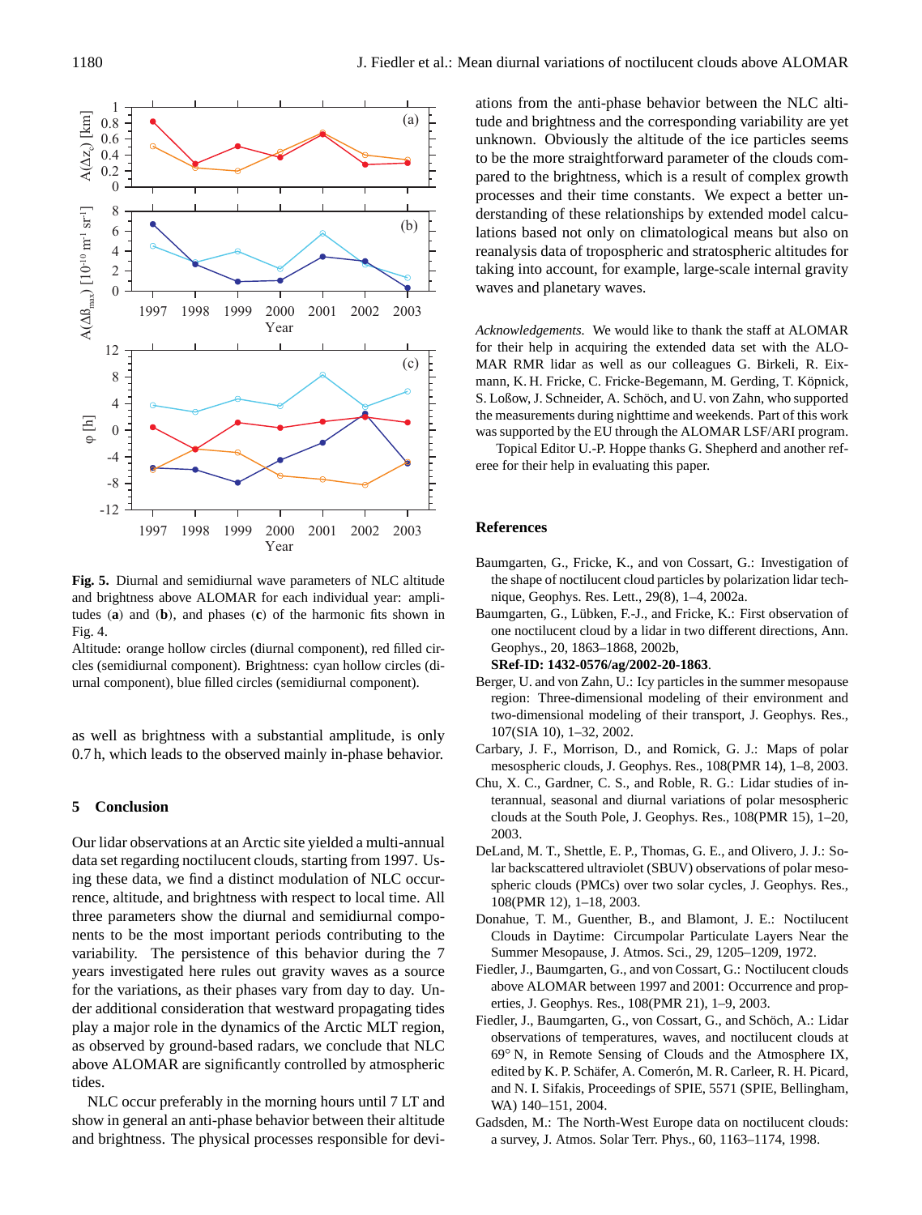**Fig. 5.** Diurnal and semidiurnal wave parameters of NLC altitude and brightness above ALOMAR for each individual year: amplitudes (**a**) and (**b**), and phases (**c**) of the harmonic fits shown in Fig. 4.
Altitude: orange hollow circles (diurnal component), red filled circles (semidiurnal component). Brightness: cyan hollow circles (diurnal component), blue filled circles (semidiurnal component).

as well as brightness with a substantial amplitude, is only 0.7 h, which leads to the observed mainly in-phase behavior.

## 5 Conclusion

Our lidar observations at an Arctic site yielded a multi-annual data set regarding noctilucent clouds, starting from 1997. Using these data, we find a distinct modulation of NLC occurrence, altitude, and brightness with respect to local time. All three parameters show the diurnal and semidiurnal components to be the most important periods contributing to the variability. The persistence of this behavior during the 7 years investigated here rules out gravity waves as a source for the variations, as their phases vary from day to day. Under additional consideration that westward propagating tides play a major role in the dynamics of the Arctic MLT region, as observed by ground-based radars, we conclude that NLC above ALOMAR are significantly controlled by atmospheric tides.

NLC occur preferably in the morning hours until 7 LT and show in general an anti-phase behavior between their altitude and brightness. The physical processes responsible for deviations from the anti-phase behavior between the NLC altitude and brightness and the corresponding variability are yet unknown. Obviously the altitude of the ice particles seems to be the more straightforward parameter of the clouds compared to the brightness, which is a result of complex growth processes and their time constants. We expect a better understanding of these relationships by extended model calculations based not only on climatological means but also on reanalysis data of tropospheric and stratospheric altitudes for taking into account, for example, large-scale internal gravity waves and planetary waves.

*Acknowledgements.* We would like to thank the staff at ALOMAR for their help in acquiring the extended data set with the ALOMAR RMR lidar as well as our colleagues G. Birkeli, R. Eixmann, K. H. Fricke, C. Fricke-Begemann, M. Gerding, T. Köpnick, S. Loßow, J. Schneider, A. Schöch, and U. von Zahn, who supported the measurements during nighttime and weekends. Part of this work was supported by the EU through the ALOMAR LSF/ARI program.

Topical Editor U.-P. Hoppe thanks G. Shepherd and another referee for their help in evaluating this paper.

## References

Baumgarten, G., Fricke, K., and von Cossart, G.: Investigation of the shape of noctilucent cloud particles by polarization lidar technique, Geophys. Res. Lett., 29(8), 1–4, 2002a.

Baumgarten, G., Lübken, F.-J., and Fricke, K.: First observation of one noctilucent cloud by a lidar in two different directions, Ann. Geophys., 20, 1863–1868, 2002b, **SRef-ID: 1432-0576/ag/2002-20-1863**.

Berger, U. and von Zahn, U.: Icy particles in the summer mesopause region: Three-dimensional modeling of their environment and two-dimensional modeling of their transport, J. Geophys. Res., 107(SIA 10), 1–32, 2002.

Carbary, J. F., Morrison, D., and Romick, G. J.: Maps of polar mesospheric clouds, J. Geophys. Res., 108(PMR 14), 1–8, 2003.

Chu, X. C., Gardner, C. S., and Roble, R. G.: Lidar studies of interannual, seasonal and diurnal variations of polar mesospheric clouds at the South Pole, J. Geophys. Res., 108(PMR 15), 1–20, 2003.

DeLand, M. T., Shettle, E. P., Thomas, G. E., and Olivero, J. J.: Solar backscattered ultraviolet (SBUV) observations of polar mesospheric clouds (PMCs) over two solar cycles, J. Geophys. Res., 108(PMR 12), 1–18, 2003.

Donahue, T. M., Guenther, B., and Blamont, J. E.: Noctilucent Clouds in Daytime: Circumpolar Particulate Layers Near the Summer Mesopause, J. Atmos. Sci., 29, 1205–1209, 1972.

Fiedler, J., Baumgarten, G., and von Cossart, G.: Noctilucent clouds above ALOMAR between 1997 and 2001: Occurrence and properties, J. Geophys. Res., 108(PMR 21), 1–9, 2003.

Fiedler, J., Baumgarten, G., von Cossart, G., and Schöch, A.: Lidar observations of temperatures, waves, and noctilucent clouds at 69° N, in Remote Sensing of Clouds and the Atmosphere IX, edited by K. P. Schäfer, A. Comerón, M. R. Carleer, R. H. Picard, and N. I. Sifakis, Proceedings of SPIE, 5571 (SPIE, Bellingham, WA) 140–151, 2004.

Gadsden, M.: The North-West Europe data on noctilucent clouds: a survey, J. Atmos. Solar Terr. Phys., 60, 1163–1174, 1998.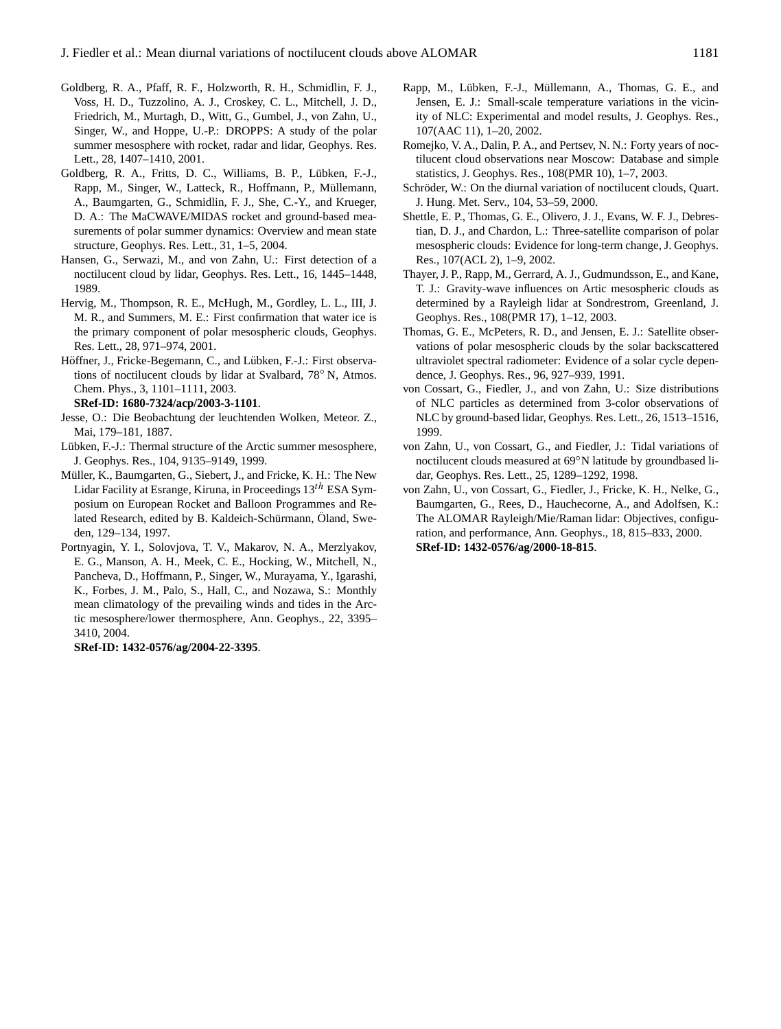Goldberg, R. A., Pfaff, R. F., Holzworth, R. H., Schmidlin, F. J., Voss, H. D., Tuzzolino, A. J., Croskey, C. L., Mitchell, J. D., Friedrich, M., Murtagh, D., Witt, G., Gumbel, J., von Zahn, U., Singer, W., and Hoppe, U.-P.: DROPPS: A study of the polar summer mesosphere with rocket, radar and lidar, Geophys. Res. Lett., 28, 1407–1410, 2001.

Goldberg, R. A., Fritts, D. C., Williams, B. P., Lübken, F.-J., Rapp, M., Singer, W., Latteck, R., Hoffmann, P., Müllemann, A., Baumgarten, G., Schmidlin, F. J., She, C.-Y., and Krueger, D. A.: The MaCWAVE/MIDAS rocket and ground-based measurements of polar summer dynamics: Overview and mean state structure, Geophys. Res. Lett., 31, 1–5, 2004.

Hansen, G., Serwazi, M., and von Zahn, U.: First detection of a noctilucent cloud by lidar, Geophys. Res. Lett., 16, 1445–1448, 1989.

Hervig, M., Thompson, R. E., McHugh, M., Gordley, L. L., III, J. M. R., and Summers, M. E.: First confirmation that water ice is the primary component of polar mesospheric clouds, Geophys. Res. Lett., 28, 971–974, 2001.

Höffner, J., Fricke-Begemann, C., and Lübken, F.-J.: First observations of noctilucent clouds by lidar at Svalbard, 78° N, Atmos. Chem. Phys., 3, 1101–1111, 2003.
**SRef-ID: 1680-7324/acp/2003-3-1101**.

Jesse, O.: Die Beobachtung der leuchtenden Wolken, Meteor. Z., Mai, 179–181, 1887.

Lübken, F.-J.: Thermal structure of the Arctic summer mesosphere, J. Geophys. Res., 104, 9135–9149, 1999.

Müller, K., Baumgarten, G., Siebert, J., and Fricke, K. H.: The New Lidar Facility at Esrange, Kiruna, in Proceedings 13$^{th}$ ESA Symposium on European Rocket and Balloon Programmes and Related Research, edited by B. Kaldeich-Schürmann, Öland, Sweden, 129–134, 1997.

Portnyagin, Y. I., Solovjova, T. V., Makarov, N. A., Merzlyakov, E. G., Manson, A. H., Meek, C. E., Hocking, W., Mitchell, N., Pancheva, D., Hoffmann, P., Singer, W., Murayama, Y., Igarashi, K., Forbes, J. M., Palo, S., Hall, C., and Nozawa, S.: Monthly mean climatology of the prevailing winds and tides in the Arctic mesosphere/lower thermosphere, Ann. Geophys., 22, 3395–3410, 2004.
**SRef-ID: 1432-0576/ag/2004-22-3395**.

Rapp, M., Lübken, F.-J., Müllemann, A., Thomas, G. E., and Jensen, E. J.: Small-scale temperature variations in the vicinity of NLC: Experimental and model results, J. Geophys. Res., 107(AAC 11), 1–20, 2002.

Romejko, V. A., Dalin, P. A., and Pertsev, N. N.: Forty years of noctilucent cloud observations near Moscow: Database and simple statistics, J. Geophys. Res., 108(PMR 10), 1–7, 2003.

Schröder, W.: On the diurnal variation of noctilucent clouds, Quart. J. Hung. Met. Serv., 104, 53–59, 2000.

Shettle, E. P., Thomas, G. E., Olivero, J. J., Evans, W. F. J., Debrestian, D. J., and Chardon, L.: Three-satellite comparison of polar mesospheric clouds: Evidence for long-term change, J. Geophys. Res., 107(ACL 2), 1–9, 2002.

Thayer, J. P., Rapp, M., Gerrard, A. J., Gudmundsson, E., and Kane, T. J.: Gravity-wave influences on Artic mesospheric clouds as determined by a Rayleigh lidar at Sondrestrom, Greenland, J. Geophys. Res., 108(PMR 17), 1–12, 2003.

Thomas, G. E., McPeters, R. D., and Jensen, E. J.: Satellite observations of polar mesospheric clouds by the solar backscattered ultraviolet spectral radiometer: Evidence of a solar cycle dependence, J. Geophys. Res., 96, 927–939, 1991.

von Cossart, G., Fiedler, J., and von Zahn, U.: Size distributions of NLC particles as determined from 3-color observations of NLC by ground-based lidar, Geophys. Res. Lett., 26, 1513–1516, 1999.

von Zahn, U., von Cossart, G., and Fiedler, J.: Tidal variations of noctilucent clouds measured at 69°N latitude by groundbased lidar, Geophys. Res. Lett., 25, 1289–1292, 1998.

von Zahn, U., von Cossart, G., Fiedler, J., Fricke, K. H., Nelke, G., Baumgarten, G., Rees, D., Hauchecorne, A., and Adolfsen, K.: The ALOMAR Rayleigh/Mie/Raman lidar: Objectives, configuration, and performance, Ann. Geophys., 18, 815–833, 2000.
**SRef-ID: 1432-0576/ag/2000-18-815**.